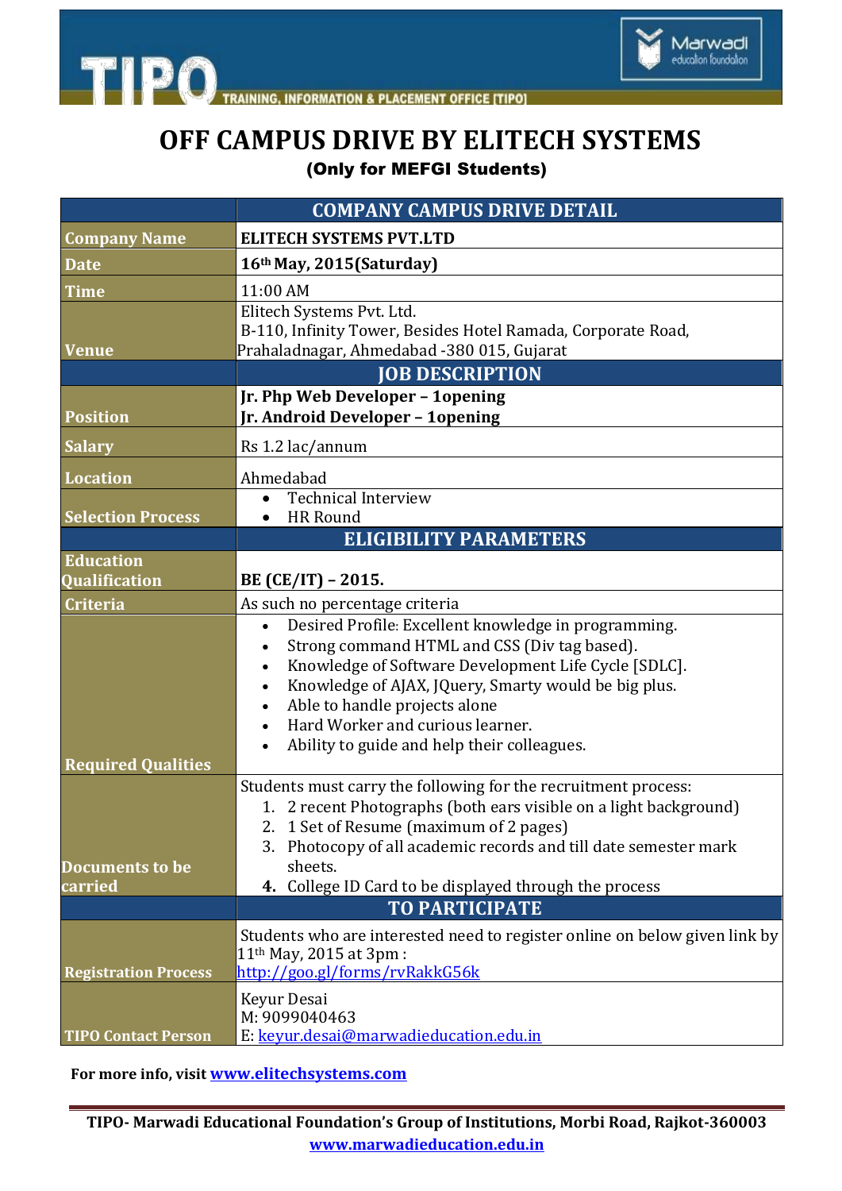# OFF CAMPUS DRIVE BY ELITECH SYSTEMS

**(Only for MEFGI Students)**

| | COMPANY CAMPUS DRIVE DETAIL |
|---|---|
| **Company Name** | **ELITECH SYSTEMS PVT.LTD** |
| **Date** | **16th May, 2015(Saturday)** |
| **Time** | 11:00 AM |
| **Venue** | Elitech Systems Pvt. Ltd.<br>B-110, Infinity Tower, Besides Hotel Ramada, Corporate Road, Prahaladnagar, Ahmedabad -380 015, Gujarat |
| | **JOB DESCRIPTION** |
| **Position** | **Jr. Php Web Developer – 1opening**<br>**Jr. Android Developer – 1opening** |
| **Salary** | Rs 1.2 lac/annum |
| **Location** | Ahmedabad |
| **Selection Process** | • Technical Interview<br>• HR Round |
| | **ELIGIBILITY PARAMETERS** |
| **Education Qualification** | **BE (CE/IT) – 2015.** |
| **Criteria** | As such no percentage criteria |
| **Required Qualities** | • Desired Profile: Excellent knowledge in programming.<br>• Strong command HTML and CSS (Div tag based).<br>• Knowledge of Software Development Life Cycle [SDLC].<br>• Knowledge of AJAX, JQuery, Smarty would be big plus.<br>• Able to handle projects alone<br>• Hard Worker and curious learner.<br>• Ability to guide and help their colleagues. |
| **Documents to be carried** | Students must carry the following for the recruitment process:<br>1. 2 recent Photographs (both ears visible on a light background)<br>2. 1 Set of Resume (maximum of 2 pages)<br>3. Photocopy of all academic records and till date semester mark sheets.<br>**4.** College ID Card to be displayed through the process |
| | **TO PARTICIPATE** |
| **Registration Process** | Students who are interested need to register online on below given link by 11th May, 2015 at 3pm :<br>http://goo.gl/forms/rvRakkG56k |
| **TIPO Contact Person** | Keyur Desai<br>M: 9099040463<br>E: keyur.desai@marwadieducation.edu.in |

**For more info, visit www.elitechsystems.com**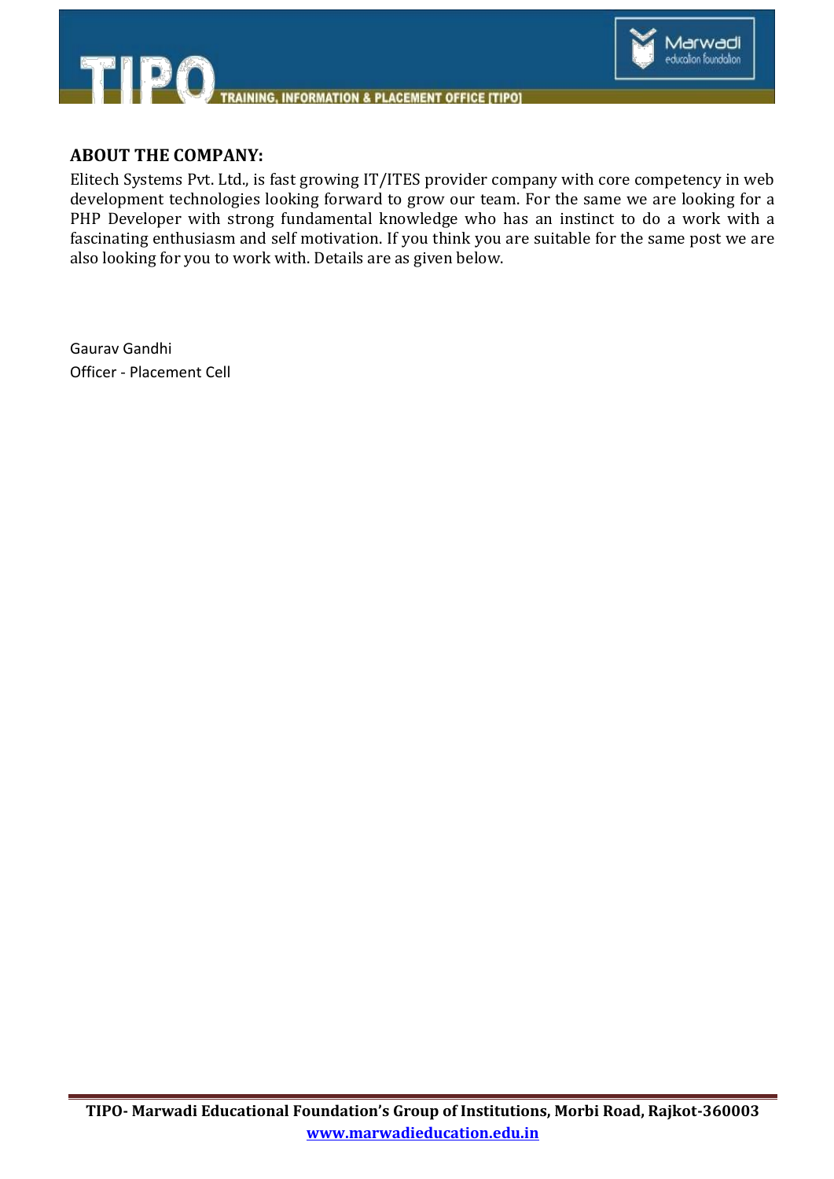## ABOUT THE COMPANY:

Elitech Systems Pvt. Ltd., is fast growing IT/ITES provider company with core competency in web development technologies looking forward to grow our team. For the same we are looking for a PHP Developer with strong fundamental knowledge who has an instinct to do a work with a fascinating enthusiasm and self motivation. If you think you are suitable for the same post we are also looking for you to work with. Details are as given below.

Gaurav Gandhi
Officer - Placement Cell